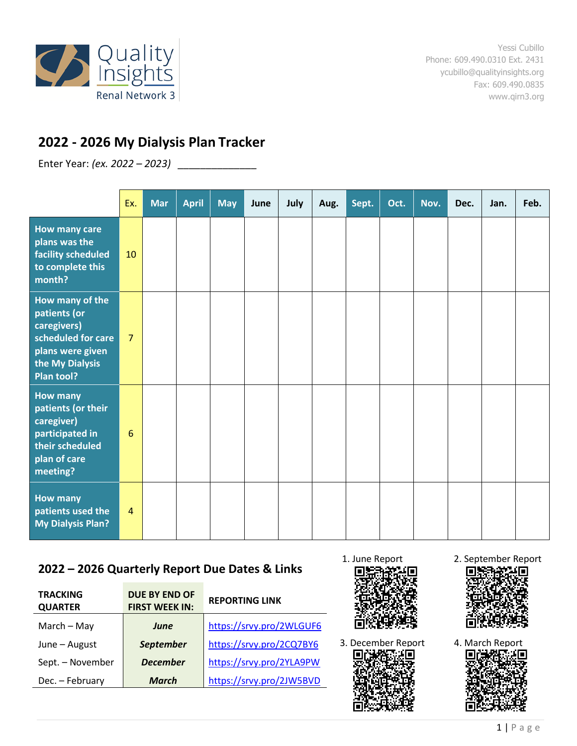Quality Insights
Renal Network 3

Yessi Cubillo
Phone: 609.490.0310 Ext. 2431
ycubillo@qualityinsights.org
Fax: 609.490.0835
www.qirn3.org

## 2022 - 2026 My Dialysis Plan Tracker

Enter Year: *(ex. 2022 – 2023)* ______________

| | Ex. | Mar | April | May | June | July | Aug. | Sept. | Oct. | Nov. | Dec. | Jan. | Feb. |
|---|---|---|---|---|---|---|---|---|---|---|---|---|---|
| **How many care plans was the facility scheduled to complete this month?** | 10 | | | | | | | | | | | | |
| **How many of the patients (or caregivers) scheduled for care plans were given the My Dialysis Plan tool?** | 7 | | | | | | | | | | | | |
| **How many patients (or their caregiver) participated in their scheduled plan of care meeting?** | 6 | | | | | | | | | | | | |
| **How many patients used the My Dialysis Plan?** | 4 | | | | | | | | | | | | |

## 2022 – 2026 Quarterly Report Due Dates & Links

| TRACKING QUARTER | DUE BY END OF FIRST WEEK IN: | REPORTING LINK |
|---|---|---|
| March – May | ***June*** | https://srvy.pro/2WLGUF6 |
| June – August | ***September*** | https://srvy.pro/2CQ7BY6 |
| Sept. – November | ***December*** | https://srvy.pro/2YLA9PW |
| Dec. – February | ***March*** | https://srvy.pro/2JW5BVD |

1. June Report
2. September Report
3. December Report
4. March Report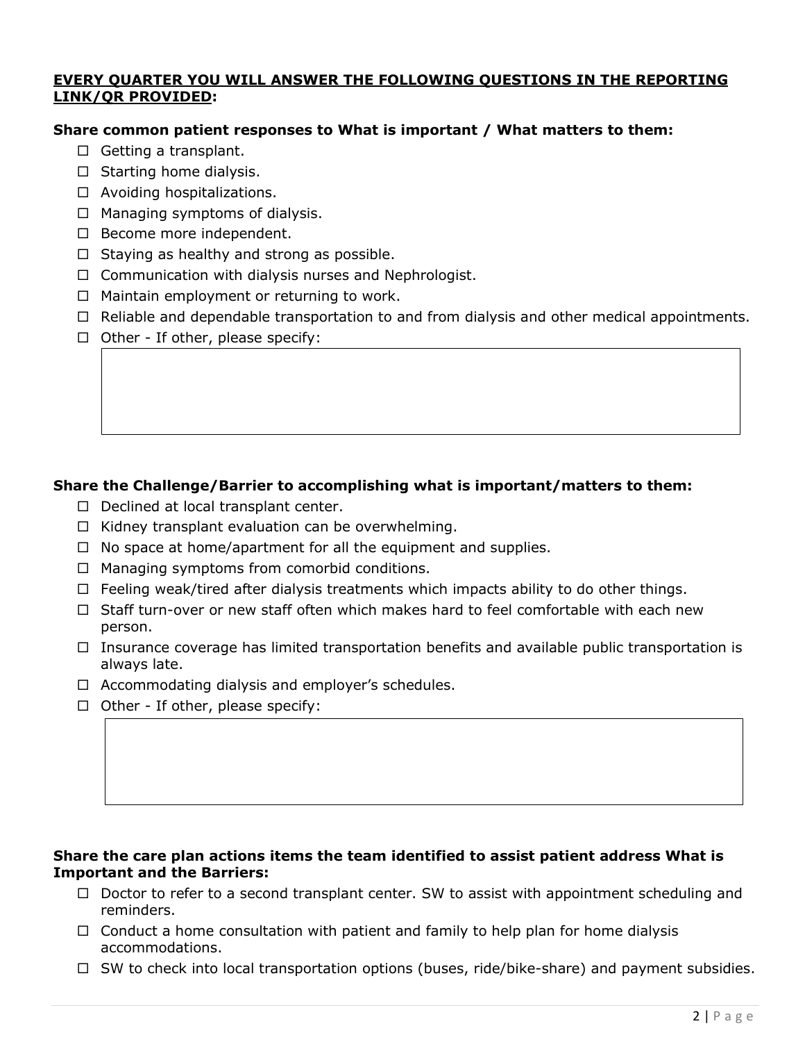**<u>EVERY QUARTER YOU WILL ANSWER THE FOLLOWING QUESTIONS IN THE REPORTING LINK/QR PROVIDED</u>:**

**Share common patient responses to What is important / What matters to them:**

- ☐ Getting a transplant.
- ☐ Starting home dialysis.
- ☐ Avoiding hospitalizations.
- ☐ Managing symptoms of dialysis.
- ☐ Become more independent.
- ☐ Staying as healthy and strong as possible.
- ☐ Communication with dialysis nurses and Nephrologist.
- ☐ Maintain employment or returning to work.
- ☐ Reliable and dependable transportation to and from dialysis and other medical appointments.
- ☐ Other - If other, please specify:

**Share the Challenge/Barrier to accomplishing what is important/matters to them:**

- ☐ Declined at local transplant center.
- ☐ Kidney transplant evaluation can be overwhelming.
- ☐ No space at home/apartment for all the equipment and supplies.
- ☐ Managing symptoms from comorbid conditions.
- ☐ Feeling weak/tired after dialysis treatments which impacts ability to do other things.
- ☐ Staff turn-over or new staff often which makes hard to feel comfortable with each new person.
- ☐ Insurance coverage has limited transportation benefits and available public transportation is always late.
- ☐ Accommodating dialysis and employer's schedules.
- ☐ Other - If other, please specify:

**Share the care plan actions items the team identified to assist patient address What is Important and the Barriers:**

- ☐ Doctor to refer to a second transplant center. SW to assist with appointment scheduling and reminders.
- ☐ Conduct a home consultation with patient and family to help plan for home dialysis accommodations.
- ☐ SW to check into local transportation options (buses, ride/bike-share) and payment subsidies.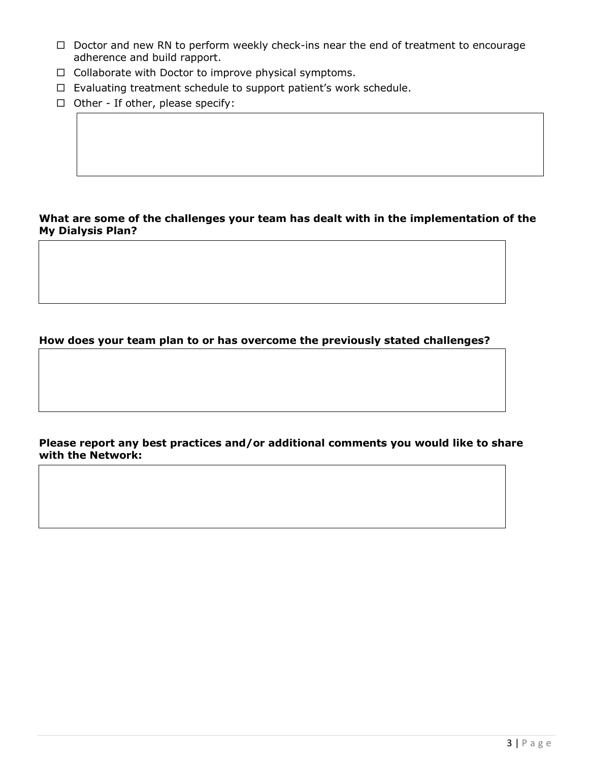- ☐ Doctor and new RN to perform weekly check-ins near the end of treatment to encourage adherence and build rapport.
- ☐ Collaborate with Doctor to improve physical symptoms.
- ☐ Evaluating treatment schedule to support patient's work schedule.
- ☐ Other - If other, please specify:

**What are some of the challenges your team has dealt with in the implementation of the My Dialysis Plan?**

**How does your team plan to or has overcome the previously stated challenges?**

**Please report any best practices and/or additional comments you would like to share with the Network:**